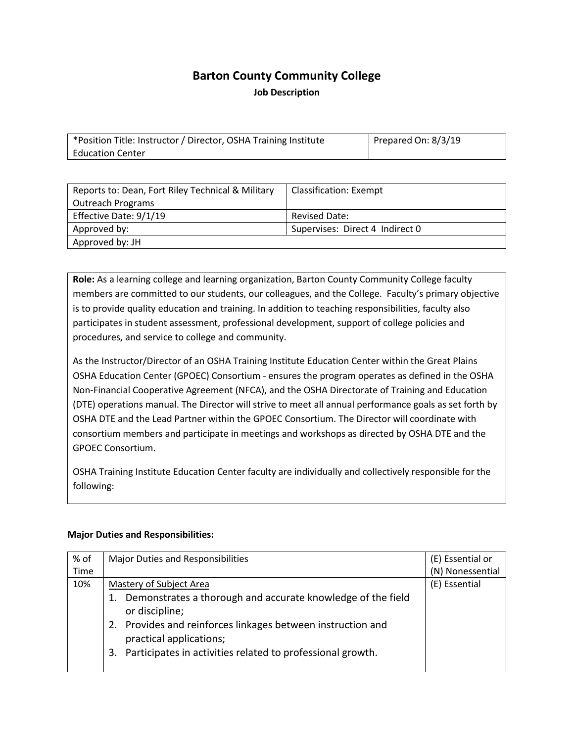# Barton County Community College

**Job Description**

| *Position Title: Instructor / Director, OSHA Training Institute Education Center | Prepared On: 8/3/19 |
| --- | --- |

| Reports to: Dean, Fort Riley Technical & Military Outreach Programs | Classification: Exempt |
| --- | --- |
| Effective Date: 9/1/19 | Revised Date: |
| Approved by: | Supervises: Direct 4 Indirect 0 |
| Approved by: JH | |

**Role:** As a learning college and learning organization, Barton County Community College faculty members are committed to our students, our colleagues, and the College. Faculty's primary objective is to provide quality education and training. In addition to teaching responsibilities, faculty also participates in student assessment, professional development, support of college policies and procedures, and service to college and community.

As the Instructor/Director of an OSHA Training Institute Education Center within the Great Plains OSHA Education Center (GPOEC) Consortium - ensures the program operates as defined in the OSHA Non-Financial Cooperative Agreement (NFCA), and the OSHA Directorate of Training and Education (DTE) operations manual. The Director will strive to meet all annual performance goals as set forth by OSHA DTE and the Lead Partner within the GPOEC Consortium. The Director will coordinate with consortium members and participate in meetings and workshops as directed by OSHA DTE and the GPOEC Consortium.

OSHA Training Institute Education Center faculty are individually and collectively responsible for the following:

**Major Duties and Responsibilities:**

| % of Time | Major Duties and Responsibilities | (E) Essential or (N) Nonessential |
| --- | --- | --- |
| 10% | Mastery of Subject Area<br>1. Demonstrates a thorough and accurate knowledge of the field or discipline;<br>2. Provides and reinforces linkages between instruction and practical applications;<br>3. Participates in activities related to professional growth. | (E) Essential |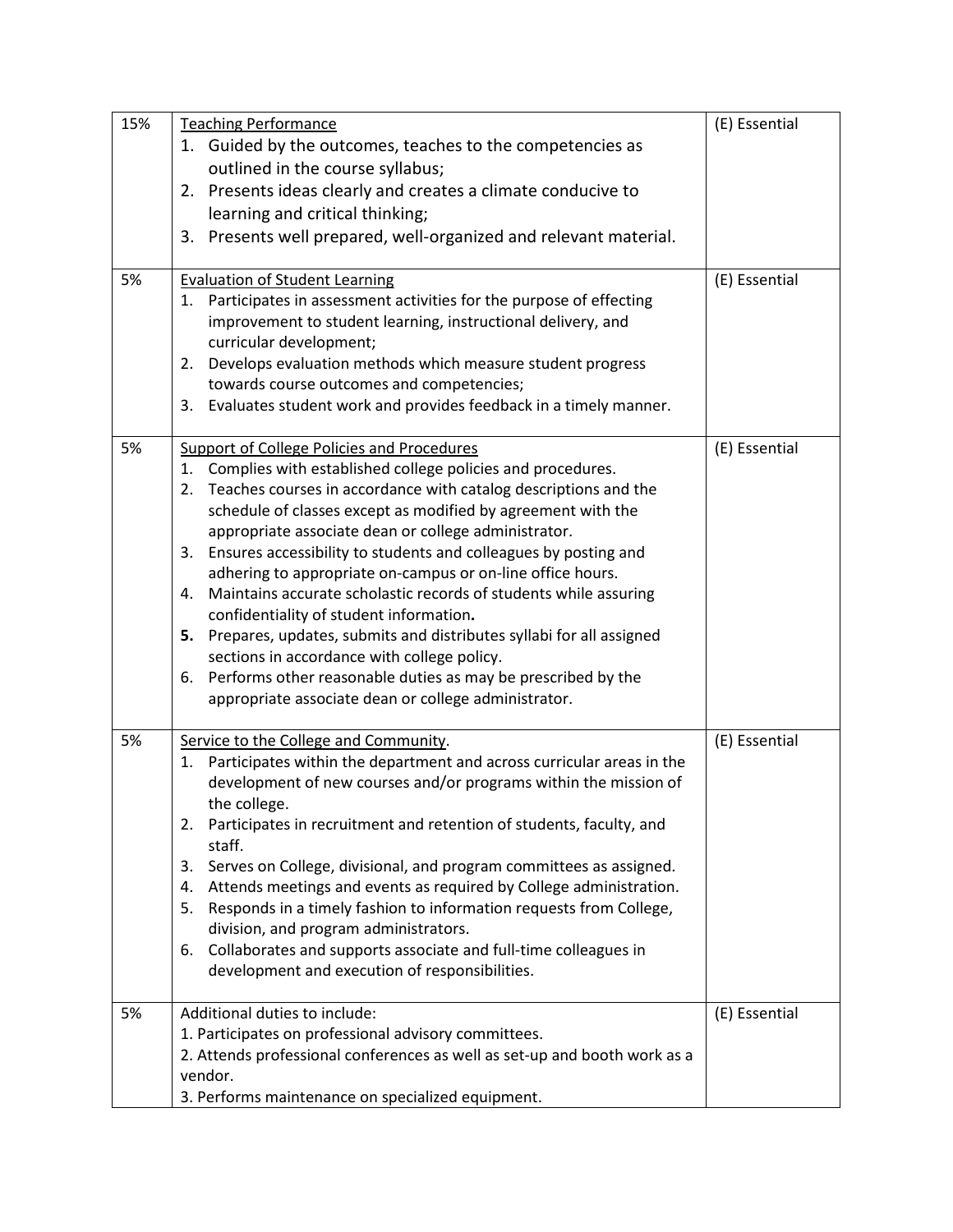| | | |
|---|---|---|
| 15% | <u>Teaching Performance</u><br>1. Guided by the outcomes, teaches to the competencies as outlined in the course syllabus;<br>2. Presents ideas clearly and creates a climate conducive to learning and critical thinking;<br>3. Presents well prepared, well-organized and relevant material. | (E) Essential |
| 5% | <u>Evaluation of Student Learning</u><br>1. Participates in assessment activities for the purpose of effecting improvement to student learning, instructional delivery, and curricular development;<br>2. Develops evaluation methods which measure student progress towards course outcomes and competencies;<br>3. Evaluates student work and provides feedback in a timely manner. | (E) Essential |
| 5% | <u>Support of College Policies and Procedures</u><br>1. Complies with established college policies and procedures.<br>2. Teaches courses in accordance with catalog descriptions and the schedule of classes except as modified by agreement with the appropriate associate dean or college administrator.<br>3. Ensures accessibility to students and colleagues by posting and adhering to appropriate on-campus or on-line office hours.<br>4. Maintains accurate scholastic records of students while assuring confidentiality of student information.<br>5. Prepares, updates, submits and distributes syllabi for all assigned sections in accordance with college policy.<br>6. Performs other reasonable duties as may be prescribed by the appropriate associate dean or college administrator. | (E) Essential |
| 5% | <u>Service to the College and Community</u>.<br>1. Participates within the department and across curricular areas in the development of new courses and/or programs within the mission of the college.<br>2. Participates in recruitment and retention of students, faculty, and staff.<br>3. Serves on College, divisional, and program committees as assigned.<br>4. Attends meetings and events as required by College administration.<br>5. Responds in a timely fashion to information requests from College, division, and program administrators.<br>6. Collaborates and supports associate and full-time colleagues in development and execution of responsibilities. | (E) Essential |
| 5% | Additional duties to include:<br>1. Participates on professional advisory committees.<br>2. Attends professional conferences as well as set-up and booth work as a vendor.<br>3. Performs maintenance on specialized equipment. | (E) Essential |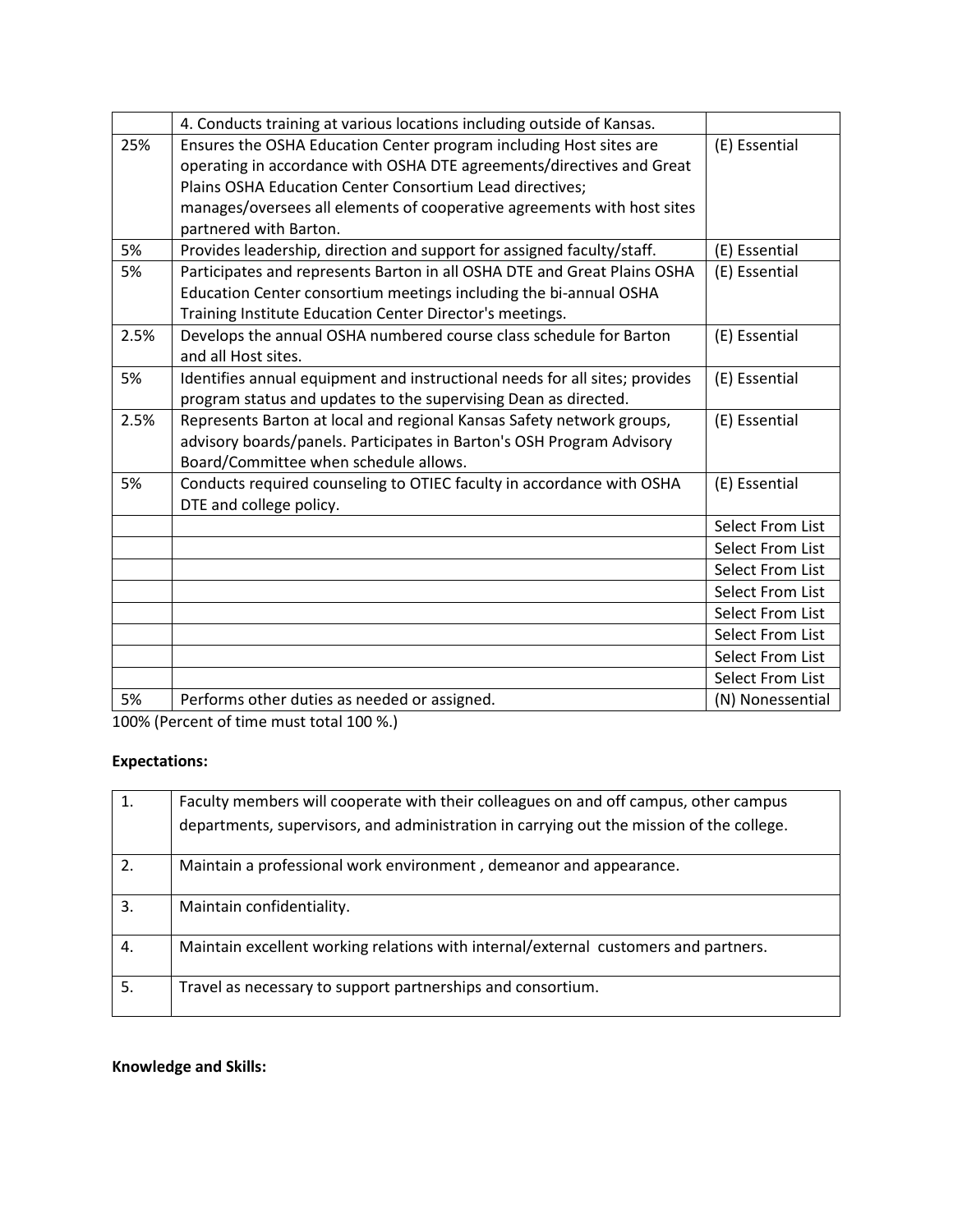| | | |
|---|---|---|
| | 4. Conducts training at various locations including outside of Kansas. | |
| 25% | Ensures the OSHA Education Center program including Host sites are operating in accordance with OSHA DTE agreements/directives and Great Plains OSHA Education Center Consortium Lead directives; manages/oversees all elements of cooperative agreements with host sites partnered with Barton. | (E) Essential |
| 5% | Provides leadership, direction and support for assigned faculty/staff. | (E) Essential |
| 5% | Participates and represents Barton in all OSHA DTE and Great Plains OSHA Education Center consortium meetings including the bi-annual OSHA Training Institute Education Center Director's meetings. | (E) Essential |
| 2.5% | Develops the annual OSHA numbered course class schedule for Barton and all Host sites. | (E) Essential |
| 5% | Identifies annual equipment and instructional needs for all sites; provides program status and updates to the supervising Dean as directed. | (E) Essential |
| 2.5% | Represents Barton at local and regional Kansas Safety network groups, advisory boards/panels. Participates in Barton's OSH Program Advisory Board/Committee when schedule allows. | (E) Essential |
| 5% | Conducts required counseling to OTIEC faculty in accordance with OSHA DTE and college policy. | (E) Essential |
| | | Select From List |
| | | Select From List |
| | | Select From List |
| | | Select From List |
| | | Select From List |
| | | Select From List |
| | | Select From List |
| | | Select From List |
| 5% | Performs other duties as needed or assigned. | (N) Nonessential |

100% (Percent of time must total 100 %.)

**Expectations:**

| | |
|---|---|
| 1. | Faculty members will cooperate with their colleagues on and off campus, other campus departments, supervisors, and administration in carrying out the mission of the college. |
| 2. | Maintain a professional work environment , demeanor and appearance. |
| 3. | Maintain confidentiality. |
| 4. | Maintain excellent working relations with internal/external customers and partners. |
| 5. | Travel as necessary to support partnerships and consortium. |

**Knowledge and Skills:**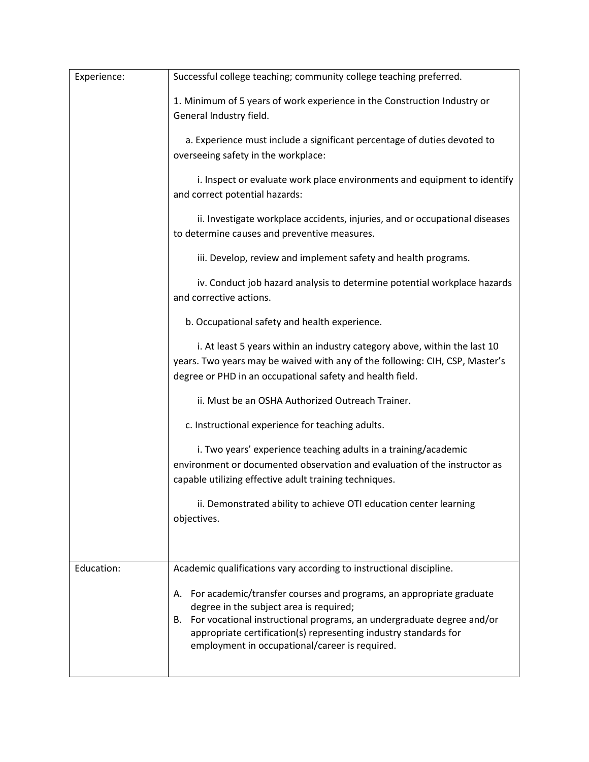| Experience: | Successful college teaching; community college teaching preferred.<br><br>1. Minimum of 5 years of work experience in the Construction Industry or General Industry field.<br><br>a. Experience must include a significant percentage of duties devoted to overseeing safety in the workplace:<br><br>i. Inspect or evaluate work place environments and equipment to identify and correct potential hazards:<br><br>ii. Investigate workplace accidents, injuries, and or occupational diseases to determine causes and preventive measures.<br><br>iii. Develop, review and implement safety and health programs.<br><br>iv. Conduct job hazard analysis to determine potential workplace hazards and corrective actions.<br><br>b. Occupational safety and health experience.<br><br>i. At least 5 years within an industry category above, within the last 10 years. Two years may be waived with any of the following: CIH, CSP, Master's degree or PHD in an occupational safety and health field.<br><br>ii. Must be an OSHA Authorized Outreach Trainer.<br><br>c. Instructional experience for teaching adults.<br><br>i. Two years' experience teaching adults in a training/academic environment or documented observation and evaluation of the instructor as capable utilizing effective adult training techniques.<br><br>ii. Demonstrated ability to achieve OTI education center learning objectives. |
|---|---|
| Education: | Academic qualifications vary according to instructional discipline.<br><br>A. For academic/transfer courses and programs, an appropriate graduate degree in the subject area is required;<br>B. For vocational instructional programs, an undergraduate degree and/or appropriate certification(s) representing industry standards for employment in occupational/career is required. |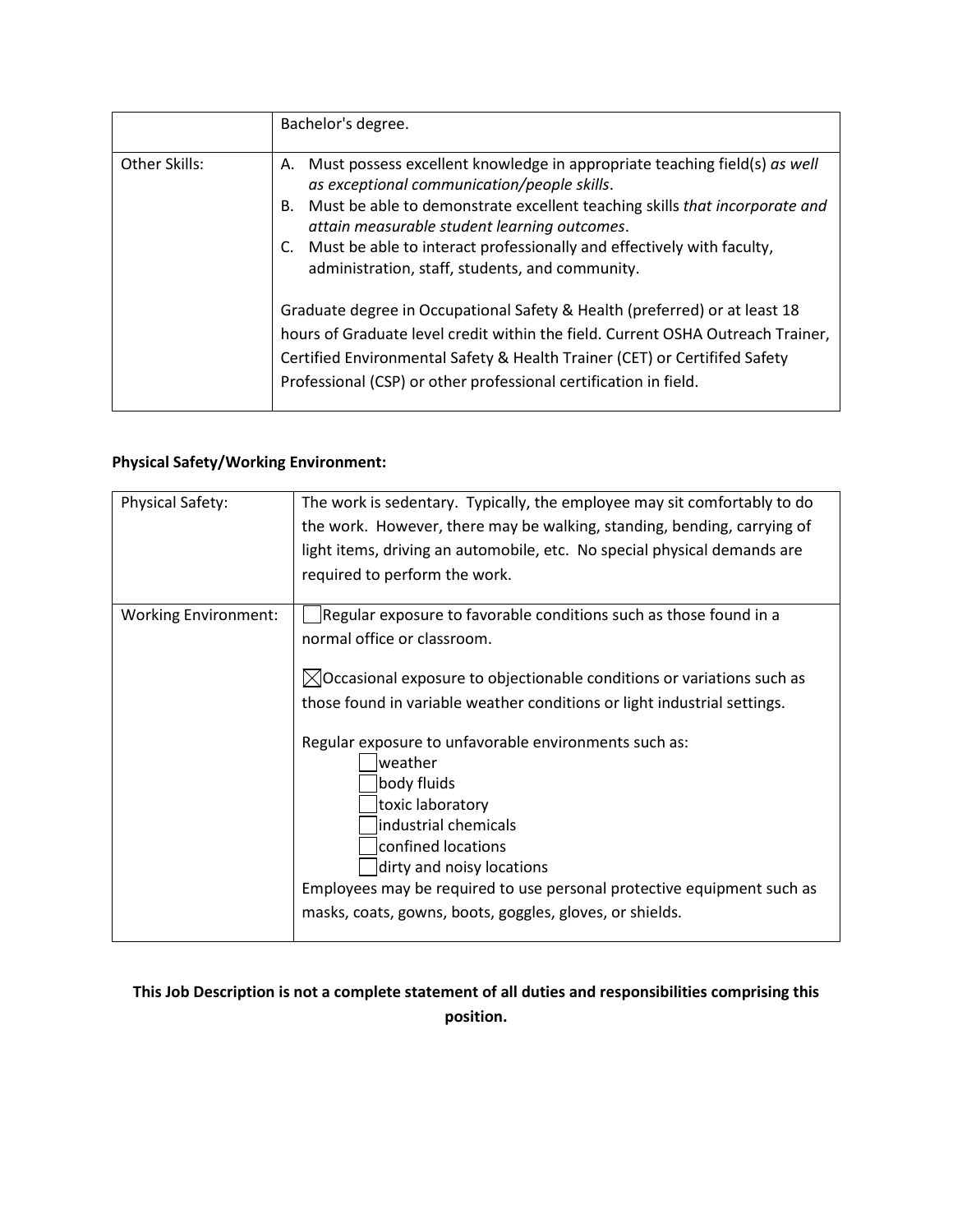| | |
|---|---|
| | Bachelor's degree. |
| Other Skills: | A. Must possess excellent knowledge in appropriate teaching field(s) *as well as exceptional communication/people skills*.<br>B. Must be able to demonstrate excellent teaching skills *that incorporate and attain measurable student learning outcomes*.<br>C. Must be able to interact professionally and effectively with faculty, administration, staff, students, and community.<br><br>Graduate degree in Occupational Safety & Health (preferred) or at least 18 hours of Graduate level credit within the field. Current OSHA Outreach Trainer, Certified Environmental Safety & Health Trainer (CET) or Certififed Safety Professional (CSP) or other professional certification in field. |

**Physical Safety/Working Environment:**

| | |
|---|---|
| Physical Safety: | The work is sedentary. Typically, the employee may sit comfortably to do the work. However, there may be walking, standing, bending, carrying of light items, driving an automobile, etc. No special physical demands are required to perform the work. |
| Working Environment: | ☐ Regular exposure to favorable conditions such as those found in a normal office or classroom.<br><br>☒ Occasional exposure to objectionable conditions or variations such as those found in variable weather conditions or light industrial settings.<br><br>Regular exposure to unfavorable environments such as:<br>☐ weather<br>☐ body fluids<br>☐ toxic laboratory<br>☐ industrial chemicals<br>☐ confined locations<br>☐ dirty and noisy locations<br>Employees may be required to use personal protective equipment such as masks, coats, gowns, boots, goggles, gloves, or shields. |

**This Job Description is not a complete statement of all duties and responsibilities comprising this position.**